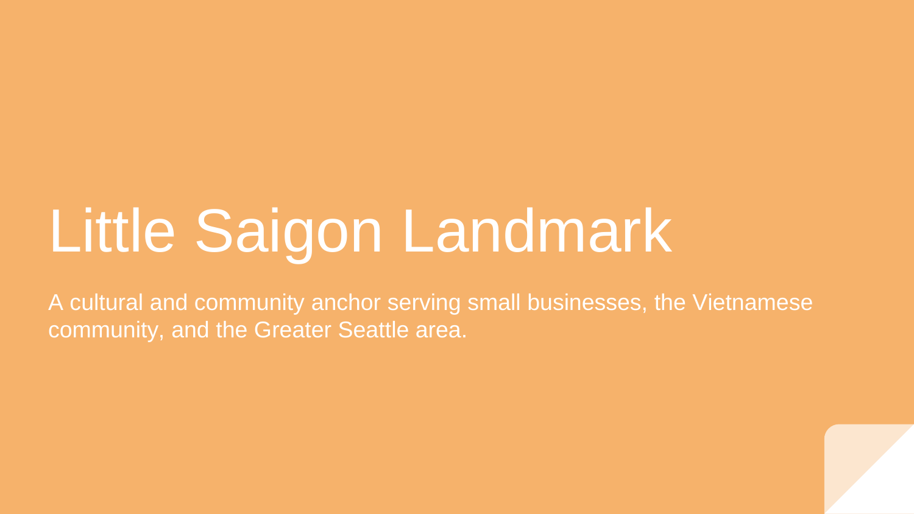# Little Saigon Landmark

A cultural and community anchor serving small businesses, the Vietnamese community, and the Greater Seattle area.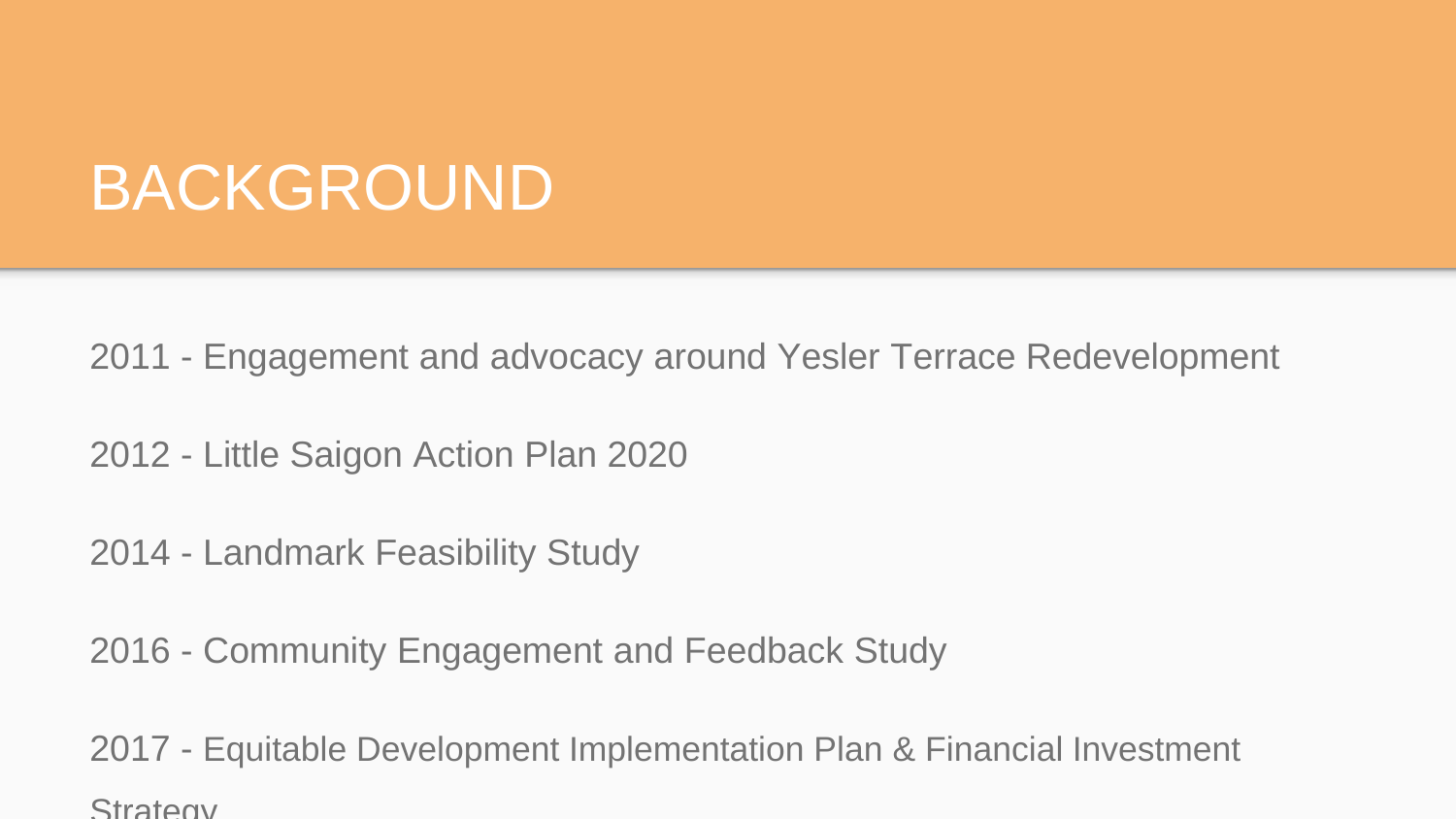# BACKGROUND

2011 - Engagement and advocacy around Yesler Terrace Redevelopment

2012 - Little Saigon Action Plan 2020

2014 - Landmark Feasibility Study

2016 - Community Engagement and Feedback Study

2017 - Equitable Development Implementation Plan & Financial Investment Strategy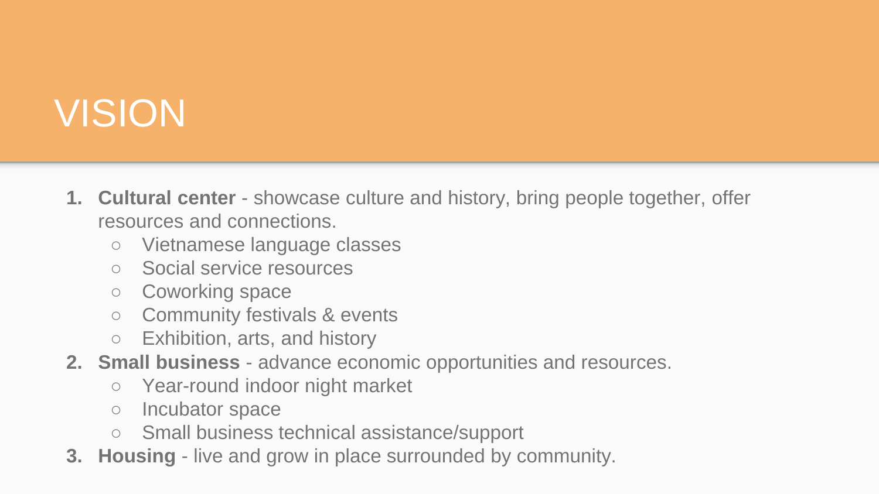# VISION

1. **Cultural center** - showcase culture and history, bring people together, offer resources and connections.
    - Vietnamese language classes
    - Social service resources
    - Coworking space
    - Community festivals & events
    - Exhibition, arts, and history
2. **Small business** - advance economic opportunities and resources.
    - Year-round indoor night market
    - Incubator space
    - Small business technical assistance/support
3. **Housing** - live and grow in place surrounded by community.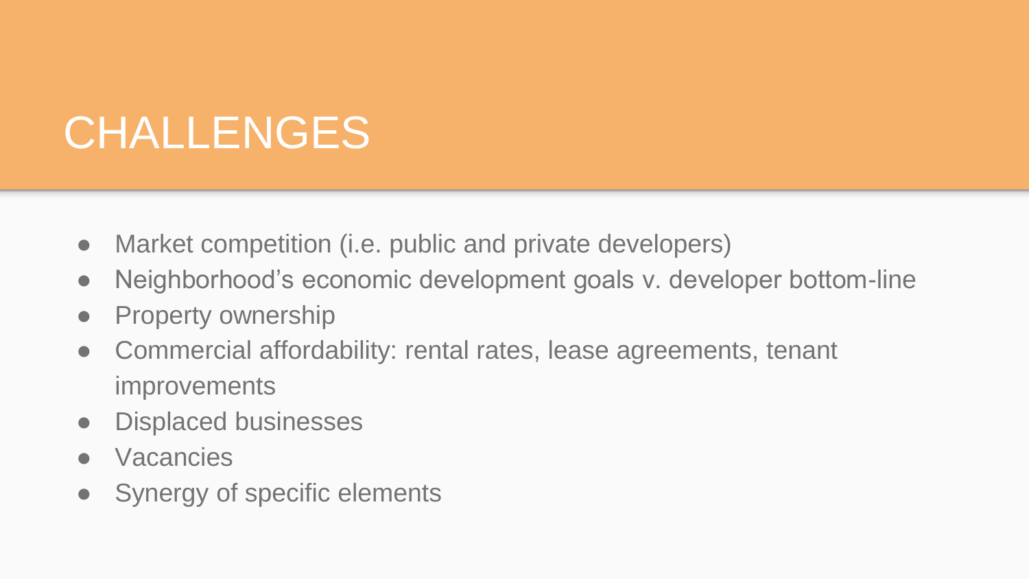# CHALLENGES

- Market competition (i.e. public and private developers)
- Neighborhood's economic development goals v. developer bottom-line
- Property ownership
- Commercial affordability: rental rates, lease agreements, tenant improvements
- Displaced businesses
- Vacancies
- Synergy of specific elements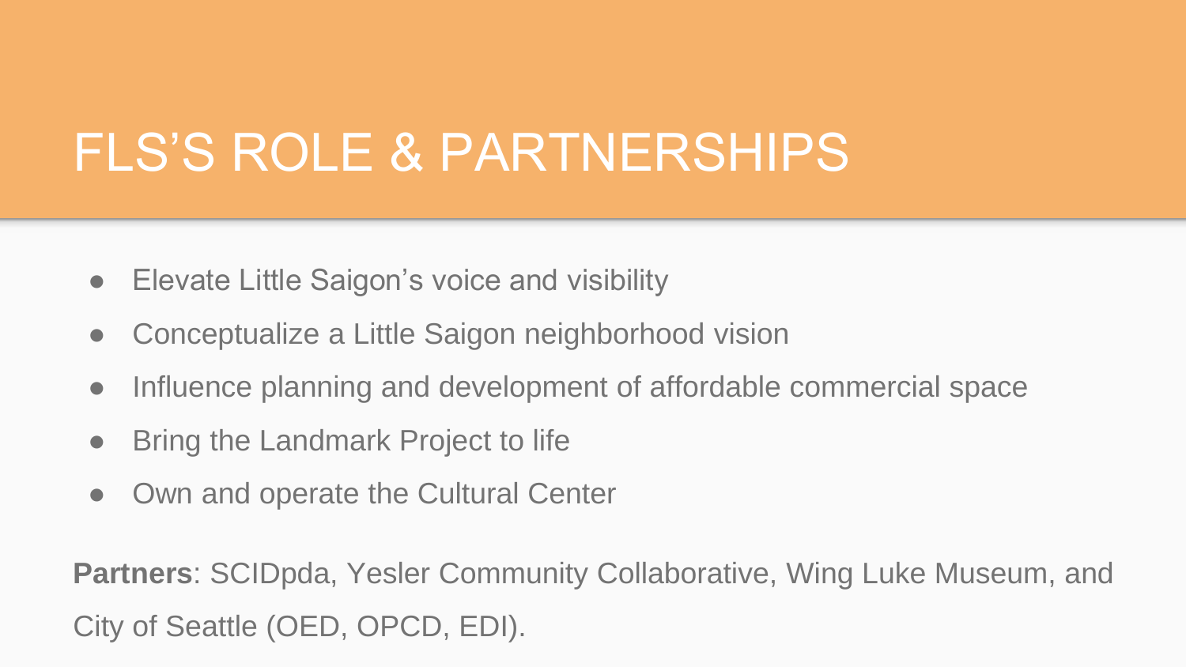# FLS'S ROLE & PARTNERSHIPS

- Elevate Little Saigon's voice and visibility
- Conceptualize a Little Saigon neighborhood vision
- Influence planning and development of affordable commercial space
- Bring the Landmark Project to life
- Own and operate the Cultural Center

**Partners**: SCIDpda, Yesler Community Collaborative, Wing Luke Museum, and City of Seattle (OED, OPCD, EDI).